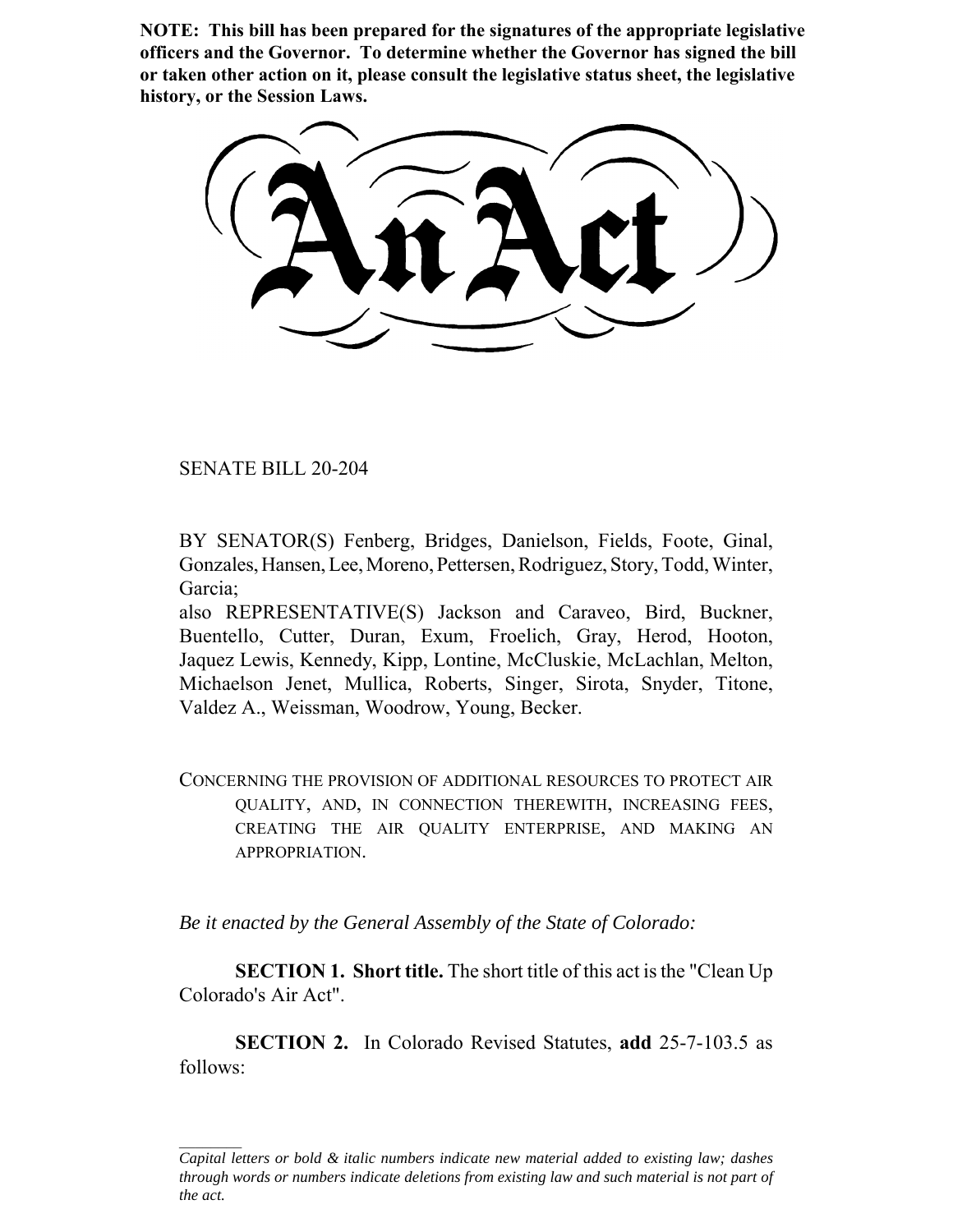**NOTE: This bill has been prepared for the signatures of the appropriate legislative officers and the Governor. To determine whether the Governor has signed the bill or taken other action on it, please consult the legislative status sheet, the legislative history, or the Session Laws.**

# An Act

SENATE BILL 20-204

BY SENATOR(S) Fenberg, Bridges, Danielson, Fields, Foote, Ginal, Gonzales, Hansen, Lee, Moreno, Pettersen, Rodriguez, Story, Todd, Winter, Garcia;
also REPRESENTATIVE(S) Jackson and Caraveo, Bird, Buckner, Buentello, Cutter, Duran, Exum, Froelich, Gray, Herod, Hooton, Jaquez Lewis, Kennedy, Kipp, Lontine, McCluskie, McLachlan, Melton, Michaelson Jenet, Mullica, Roberts, Singer, Sirota, Snyder, Titone, Valdez A., Weissman, Woodrow, Young, Becker.

CONCERNING THE PROVISION OF ADDITIONAL RESOURCES TO PROTECT AIR QUALITY, AND, IN CONNECTION THEREWITH, INCREASING FEES, CREATING THE AIR QUALITY ENTERPRISE, AND MAKING AN APPROPRIATION.

*Be it enacted by the General Assembly of the State of Colorado:*

**SECTION 1. Short title.** The short title of this act is the "Clean Up Colorado's Air Act".

**SECTION 2.** In Colorado Revised Statutes, **add** 25-7-103.5 as follows:

---

*Capital letters or bold & italic numbers indicate new material added to existing law; dashes through words or numbers indicate deletions from existing law and such material is not part of the act.*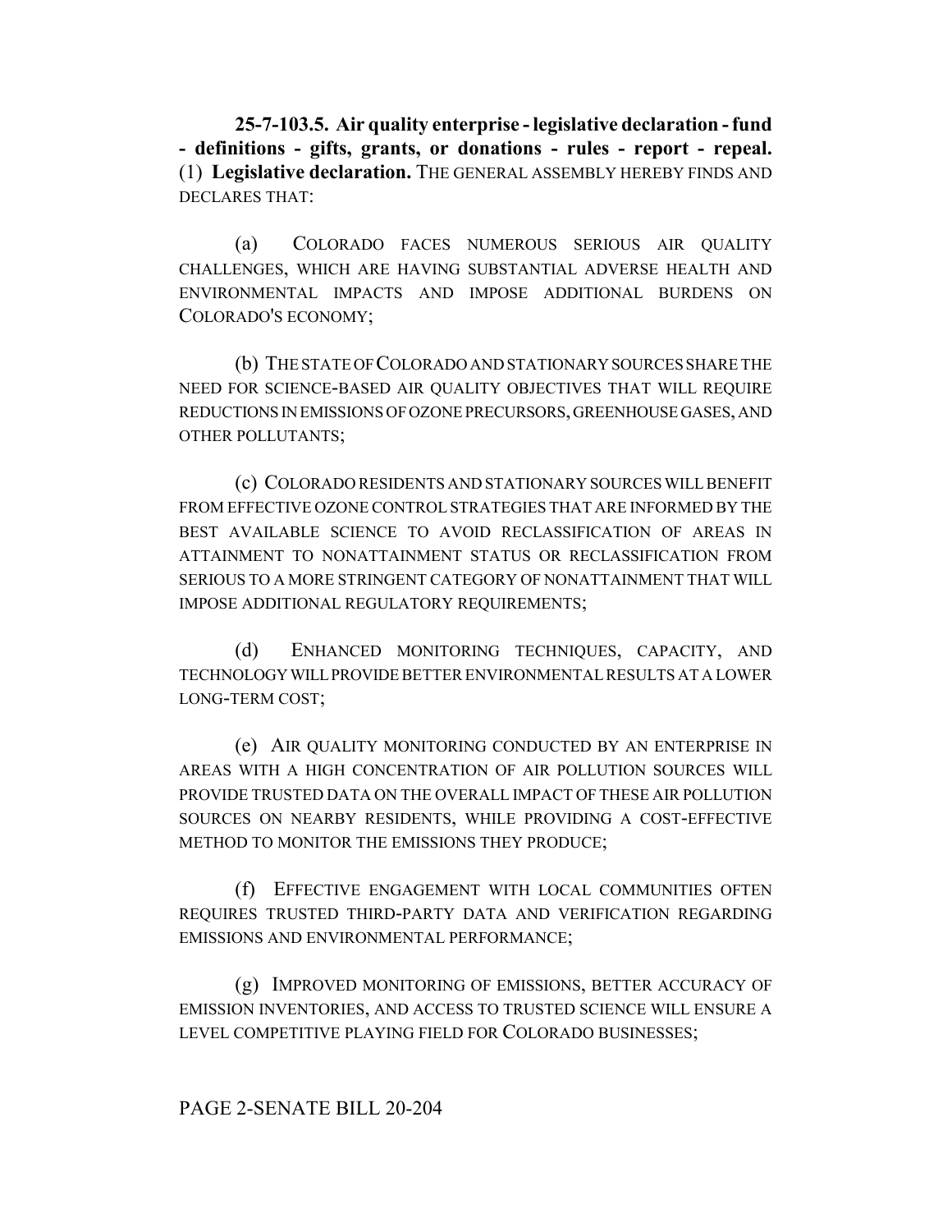**25-7-103.5. Air quality enterprise - legislative declaration - fund - definitions - gifts, grants, or donations - rules - report - repeal.** (1) **Legislative declaration.** THE GENERAL ASSEMBLY HEREBY FINDS AND DECLARES THAT:

(a) COLORADO FACES NUMEROUS SERIOUS AIR QUALITY CHALLENGES, WHICH ARE HAVING SUBSTANTIAL ADVERSE HEALTH AND ENVIRONMENTAL IMPACTS AND IMPOSE ADDITIONAL BURDENS ON COLORADO'S ECONOMY;

(b) THE STATE OF COLORADO AND STATIONARY SOURCES SHARE THE NEED FOR SCIENCE-BASED AIR QUALITY OBJECTIVES THAT WILL REQUIRE REDUCTIONS IN EMISSIONS OF OZONE PRECURSORS, GREENHOUSE GASES, AND OTHER POLLUTANTS;

(c) COLORADO RESIDENTS AND STATIONARY SOURCES WILL BENEFIT FROM EFFECTIVE OZONE CONTROL STRATEGIES THAT ARE INFORMED BY THE BEST AVAILABLE SCIENCE TO AVOID RECLASSIFICATION OF AREAS IN ATTAINMENT TO NONATTAINMENT STATUS OR RECLASSIFICATION FROM SERIOUS TO A MORE STRINGENT CATEGORY OF NONATTAINMENT THAT WILL IMPOSE ADDITIONAL REGULATORY REQUIREMENTS;

(d) ENHANCED MONITORING TECHNIQUES, CAPACITY, AND TECHNOLOGY WILL PROVIDE BETTER ENVIRONMENTAL RESULTS AT A LOWER LONG-TERM COST;

(e) AIR QUALITY MONITORING CONDUCTED BY AN ENTERPRISE IN AREAS WITH A HIGH CONCENTRATION OF AIR POLLUTION SOURCES WILL PROVIDE TRUSTED DATA ON THE OVERALL IMPACT OF THESE AIR POLLUTION SOURCES ON NEARBY RESIDENTS, WHILE PROVIDING A COST-EFFECTIVE METHOD TO MONITOR THE EMISSIONS THEY PRODUCE;

(f) EFFECTIVE ENGAGEMENT WITH LOCAL COMMUNITIES OFTEN REQUIRES TRUSTED THIRD-PARTY DATA AND VERIFICATION REGARDING EMISSIONS AND ENVIRONMENTAL PERFORMANCE;

(g) IMPROVED MONITORING OF EMISSIONS, BETTER ACCURACY OF EMISSION INVENTORIES, AND ACCESS TO TRUSTED SCIENCE WILL ENSURE A LEVEL COMPETITIVE PLAYING FIELD FOR COLORADO BUSINESSES;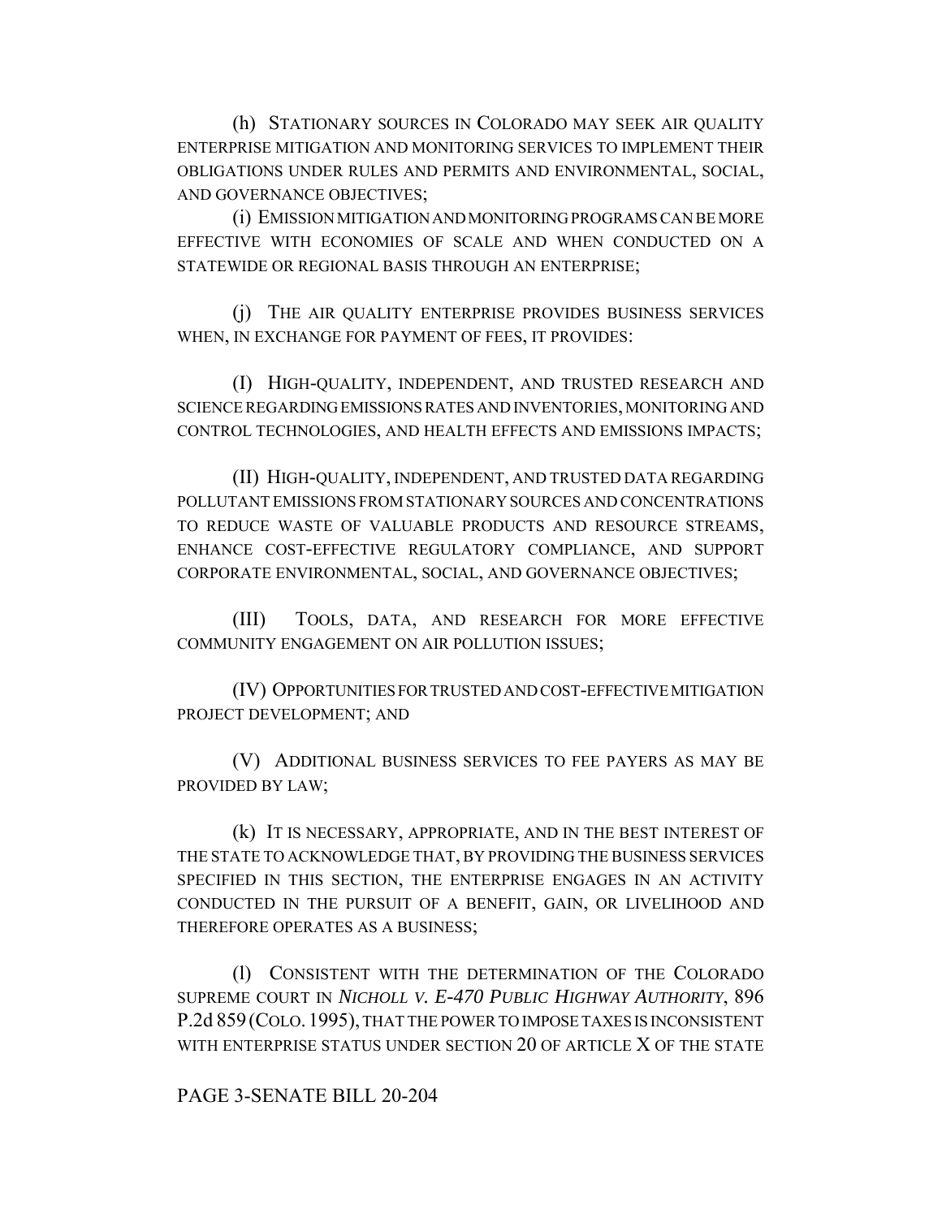(h) STATIONARY SOURCES IN COLORADO MAY SEEK AIR QUALITY ENTERPRISE MITIGATION AND MONITORING SERVICES TO IMPLEMENT THEIR OBLIGATIONS UNDER RULES AND PERMITS AND ENVIRONMENTAL, SOCIAL, AND GOVERNANCE OBJECTIVES;

(i) EMISSION MITIGATION AND MONITORING PROGRAMS CAN BE MORE EFFECTIVE WITH ECONOMIES OF SCALE AND WHEN CONDUCTED ON A STATEWIDE OR REGIONAL BASIS THROUGH AN ENTERPRISE;

(j) THE AIR QUALITY ENTERPRISE PROVIDES BUSINESS SERVICES WHEN, IN EXCHANGE FOR PAYMENT OF FEES, IT PROVIDES:

(I) HIGH-QUALITY, INDEPENDENT, AND TRUSTED RESEARCH AND SCIENCE REGARDING EMISSIONS RATES AND INVENTORIES, MONITORING AND CONTROL TECHNOLOGIES, AND HEALTH EFFECTS AND EMISSIONS IMPACTS;

(II) HIGH-QUALITY, INDEPENDENT, AND TRUSTED DATA REGARDING POLLUTANT EMISSIONS FROM STATIONARY SOURCES AND CONCENTRATIONS TO REDUCE WASTE OF VALUABLE PRODUCTS AND RESOURCE STREAMS, ENHANCE COST-EFFECTIVE REGULATORY COMPLIANCE, AND SUPPORT CORPORATE ENVIRONMENTAL, SOCIAL, AND GOVERNANCE OBJECTIVES;

(III) TOOLS, DATA, AND RESEARCH FOR MORE EFFECTIVE COMMUNITY ENGAGEMENT ON AIR POLLUTION ISSUES;

(IV) OPPORTUNITIES FOR TRUSTED AND COST-EFFECTIVE MITIGATION PROJECT DEVELOPMENT; AND

(V) ADDITIONAL BUSINESS SERVICES TO FEE PAYERS AS MAY BE PROVIDED BY LAW;

(k) IT IS NECESSARY, APPROPRIATE, AND IN THE BEST INTEREST OF THE STATE TO ACKNOWLEDGE THAT, BY PROVIDING THE BUSINESS SERVICES SPECIFIED IN THIS SECTION, THE ENTERPRISE ENGAGES IN AN ACTIVITY CONDUCTED IN THE PURSUIT OF A BENEFIT, GAIN, OR LIVELIHOOD AND THEREFORE OPERATES AS A BUSINESS;

(l) CONSISTENT WITH THE DETERMINATION OF THE COLORADO SUPREME COURT IN *NICHOLL V. E-470 PUBLIC HIGHWAY AUTHORITY*, 896 P.2d 859 (COLO. 1995), THAT THE POWER TO IMPOSE TAXES IS INCONSISTENT WITH ENTERPRISE STATUS UNDER SECTION 20 OF ARTICLE X OF THE STATE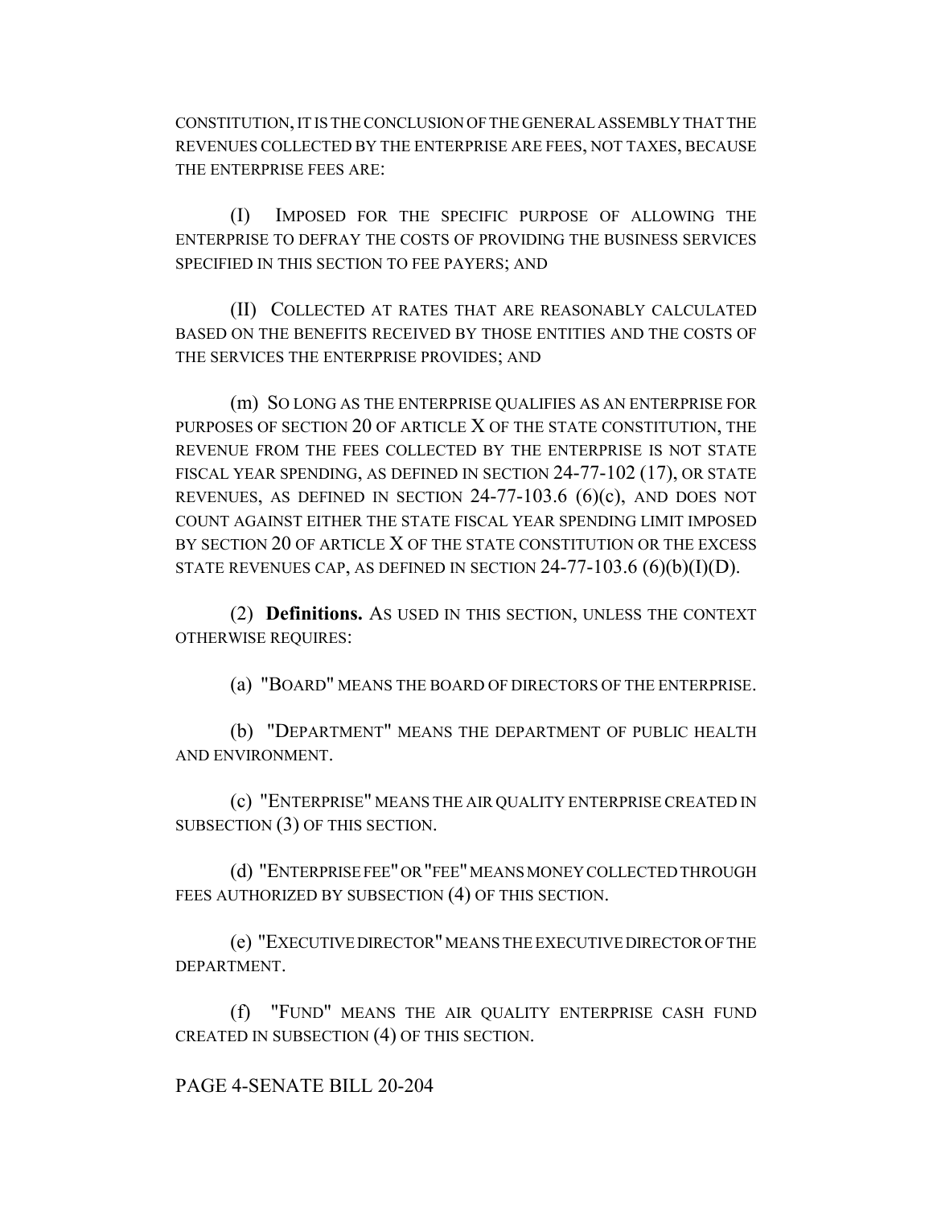CONSTITUTION, IT IS THE CONCLUSION OF THE GENERAL ASSEMBLY THAT THE REVENUES COLLECTED BY THE ENTERPRISE ARE FEES, NOT TAXES, BECAUSE THE ENTERPRISE FEES ARE:

(I) IMPOSED FOR THE SPECIFIC PURPOSE OF ALLOWING THE ENTERPRISE TO DEFRAY THE COSTS OF PROVIDING THE BUSINESS SERVICES SPECIFIED IN THIS SECTION TO FEE PAYERS; AND

(II) COLLECTED AT RATES THAT ARE REASONABLY CALCULATED BASED ON THE BENEFITS RECEIVED BY THOSE ENTITIES AND THE COSTS OF THE SERVICES THE ENTERPRISE PROVIDES; AND

(m) SO LONG AS THE ENTERPRISE QUALIFIES AS AN ENTERPRISE FOR PURPOSES OF SECTION 20 OF ARTICLE X OF THE STATE CONSTITUTION, THE REVENUE FROM THE FEES COLLECTED BY THE ENTERPRISE IS NOT STATE FISCAL YEAR SPENDING, AS DEFINED IN SECTION 24-77-102 (17), OR STATE REVENUES, AS DEFINED IN SECTION 24-77-103.6 (6)(c), AND DOES NOT COUNT AGAINST EITHER THE STATE FISCAL YEAR SPENDING LIMIT IMPOSED BY SECTION 20 OF ARTICLE X OF THE STATE CONSTITUTION OR THE EXCESS STATE REVENUES CAP, AS DEFINED IN SECTION 24-77-103.6 (6)(b)(I)(D).

(2) **Definitions.** AS USED IN THIS SECTION, UNLESS THE CONTEXT OTHERWISE REQUIRES:

(a) "BOARD" MEANS THE BOARD OF DIRECTORS OF THE ENTERPRISE.

(b) "DEPARTMENT" MEANS THE DEPARTMENT OF PUBLIC HEALTH AND ENVIRONMENT.

(c) "ENTERPRISE" MEANS THE AIR QUALITY ENTERPRISE CREATED IN SUBSECTION (3) OF THIS SECTION.

(d) "ENTERPRISE FEE" OR "FEE" MEANS MONEY COLLECTED THROUGH FEES AUTHORIZED BY SUBSECTION (4) OF THIS SECTION.

(e) "EXECUTIVE DIRECTOR" MEANS THE EXECUTIVE DIRECTOR OF THE DEPARTMENT.

(f) "FUND" MEANS THE AIR QUALITY ENTERPRISE CASH FUND CREATED IN SUBSECTION (4) OF THIS SECTION.

PAGE 4-SENATE BILL 20-204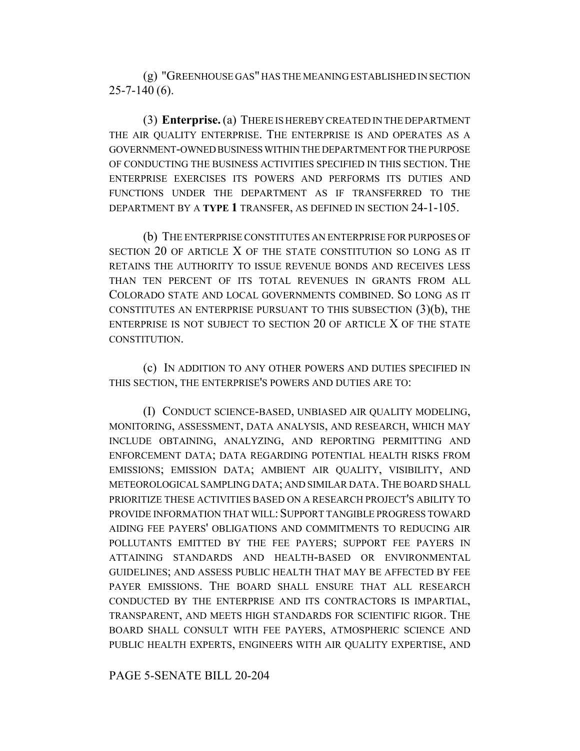(g) "GREENHOUSE GAS" HAS THE MEANING ESTABLISHED IN SECTION 25-7-140 (6).

(3) **Enterprise.** (a) THERE IS HEREBY CREATED IN THE DEPARTMENT THE AIR QUALITY ENTERPRISE. THE ENTERPRISE IS AND OPERATES AS A GOVERNMENT-OWNED BUSINESS WITHIN THE DEPARTMENT FOR THE PURPOSE OF CONDUCTING THE BUSINESS ACTIVITIES SPECIFIED IN THIS SECTION. THE ENTERPRISE EXERCISES ITS POWERS AND PERFORMS ITS DUTIES AND FUNCTIONS UNDER THE DEPARTMENT AS IF TRANSFERRED TO THE DEPARTMENT BY A **TYPE 1** TRANSFER, AS DEFINED IN SECTION 24-1-105.

(b) THE ENTERPRISE CONSTITUTES AN ENTERPRISE FOR PURPOSES OF SECTION 20 OF ARTICLE X OF THE STATE CONSTITUTION SO LONG AS IT RETAINS THE AUTHORITY TO ISSUE REVENUE BONDS AND RECEIVES LESS THAN TEN PERCENT OF ITS TOTAL REVENUES IN GRANTS FROM ALL COLORADO STATE AND LOCAL GOVERNMENTS COMBINED. SO LONG AS IT CONSTITUTES AN ENTERPRISE PURSUANT TO THIS SUBSECTION (3)(b), THE ENTERPRISE IS NOT SUBJECT TO SECTION 20 OF ARTICLE X OF THE STATE CONSTITUTION.

(c) IN ADDITION TO ANY OTHER POWERS AND DUTIES SPECIFIED IN THIS SECTION, THE ENTERPRISE'S POWERS AND DUTIES ARE TO:

(I) CONDUCT SCIENCE-BASED, UNBIASED AIR QUALITY MODELING, MONITORING, ASSESSMENT, DATA ANALYSIS, AND RESEARCH, WHICH MAY INCLUDE OBTAINING, ANALYZING, AND REPORTING PERMITTING AND ENFORCEMENT DATA; DATA REGARDING POTENTIAL HEALTH RISKS FROM EMISSIONS; EMISSION DATA; AMBIENT AIR QUALITY, VISIBILITY, AND METEOROLOGICAL SAMPLING DATA; AND SIMILAR DATA. THE BOARD SHALL PRIORITIZE THESE ACTIVITIES BASED ON A RESEARCH PROJECT'S ABILITY TO PROVIDE INFORMATION THAT WILL: SUPPORT TANGIBLE PROGRESS TOWARD AIDING FEE PAYERS' OBLIGATIONS AND COMMITMENTS TO REDUCING AIR POLLUTANTS EMITTED BY THE FEE PAYERS; SUPPORT FEE PAYERS IN ATTAINING STANDARDS AND HEALTH-BASED OR ENVIRONMENTAL GUIDELINES; AND ASSESS PUBLIC HEALTH THAT MAY BE AFFECTED BY FEE PAYER EMISSIONS. THE BOARD SHALL ENSURE THAT ALL RESEARCH CONDUCTED BY THE ENTERPRISE AND ITS CONTRACTORS IS IMPARTIAL, TRANSPARENT, AND MEETS HIGH STANDARDS FOR SCIENTIFIC RIGOR. THE BOARD SHALL CONSULT WITH FEE PAYERS, ATMOSPHERIC SCIENCE AND PUBLIC HEALTH EXPERTS, ENGINEERS WITH AIR QUALITY EXPERTISE, AND

PAGE 5-SENATE BILL 20-204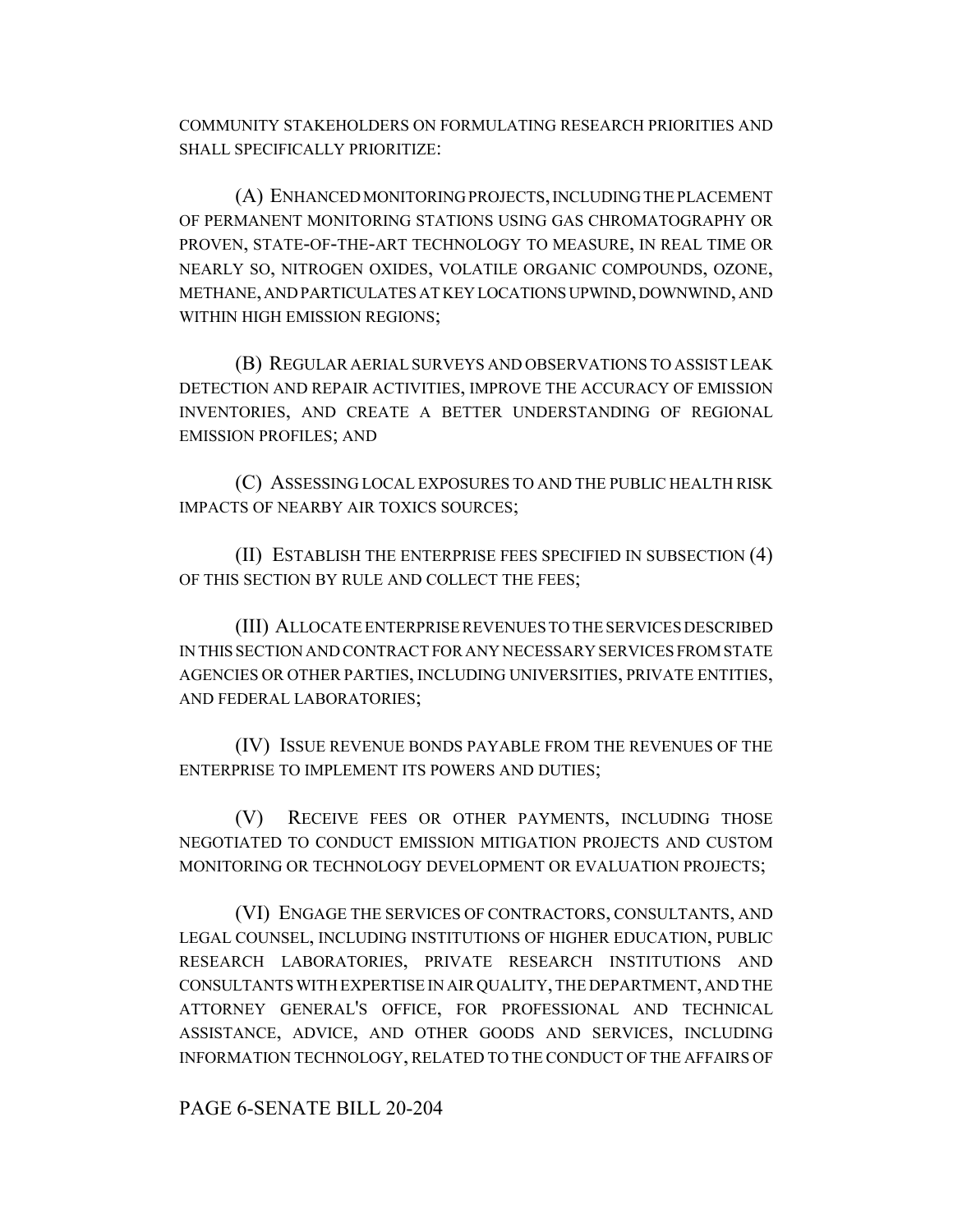COMMUNITY STAKEHOLDERS ON FORMULATING RESEARCH PRIORITIES AND SHALL SPECIFICALLY PRIORITIZE:

(A) ENHANCED MONITORING PROJECTS, INCLUDING THE PLACEMENT OF PERMANENT MONITORING STATIONS USING GAS CHROMATOGRAPHY OR PROVEN, STATE-OF-THE-ART TECHNOLOGY TO MEASURE, IN REAL TIME OR NEARLY SO, NITROGEN OXIDES, VOLATILE ORGANIC COMPOUNDS, OZONE, METHANE, AND PARTICULATES AT KEY LOCATIONS UPWIND, DOWNWIND, AND WITHIN HIGH EMISSION REGIONS;

(B) REGULAR AERIAL SURVEYS AND OBSERVATIONS TO ASSIST LEAK DETECTION AND REPAIR ACTIVITIES, IMPROVE THE ACCURACY OF EMISSION INVENTORIES, AND CREATE A BETTER UNDERSTANDING OF REGIONAL EMISSION PROFILES; AND

(C) ASSESSING LOCAL EXPOSURES TO AND THE PUBLIC HEALTH RISK IMPACTS OF NEARBY AIR TOXICS SOURCES;

(II) ESTABLISH THE ENTERPRISE FEES SPECIFIED IN SUBSECTION (4) OF THIS SECTION BY RULE AND COLLECT THE FEES;

(III) ALLOCATE ENTERPRISE REVENUES TO THE SERVICES DESCRIBED IN THIS SECTION AND CONTRACT FOR ANY NECESSARY SERVICES FROM STATE AGENCIES OR OTHER PARTIES, INCLUDING UNIVERSITIES, PRIVATE ENTITIES, AND FEDERAL LABORATORIES;

(IV) ISSUE REVENUE BONDS PAYABLE FROM THE REVENUES OF THE ENTERPRISE TO IMPLEMENT ITS POWERS AND DUTIES;

(V) RECEIVE FEES OR OTHER PAYMENTS, INCLUDING THOSE NEGOTIATED TO CONDUCT EMISSION MITIGATION PROJECTS AND CUSTOM MONITORING OR TECHNOLOGY DEVELOPMENT OR EVALUATION PROJECTS;

(VI) ENGAGE THE SERVICES OF CONTRACTORS, CONSULTANTS, AND LEGAL COUNSEL, INCLUDING INSTITUTIONS OF HIGHER EDUCATION, PUBLIC RESEARCH LABORATORIES, PRIVATE RESEARCH INSTITUTIONS AND CONSULTANTS WITH EXPERTISE IN AIR QUALITY, THE DEPARTMENT, AND THE ATTORNEY GENERAL'S OFFICE, FOR PROFESSIONAL AND TECHNICAL ASSISTANCE, ADVICE, AND OTHER GOODS AND SERVICES, INCLUDING INFORMATION TECHNOLOGY, RELATED TO THE CONDUCT OF THE AFFAIRS OF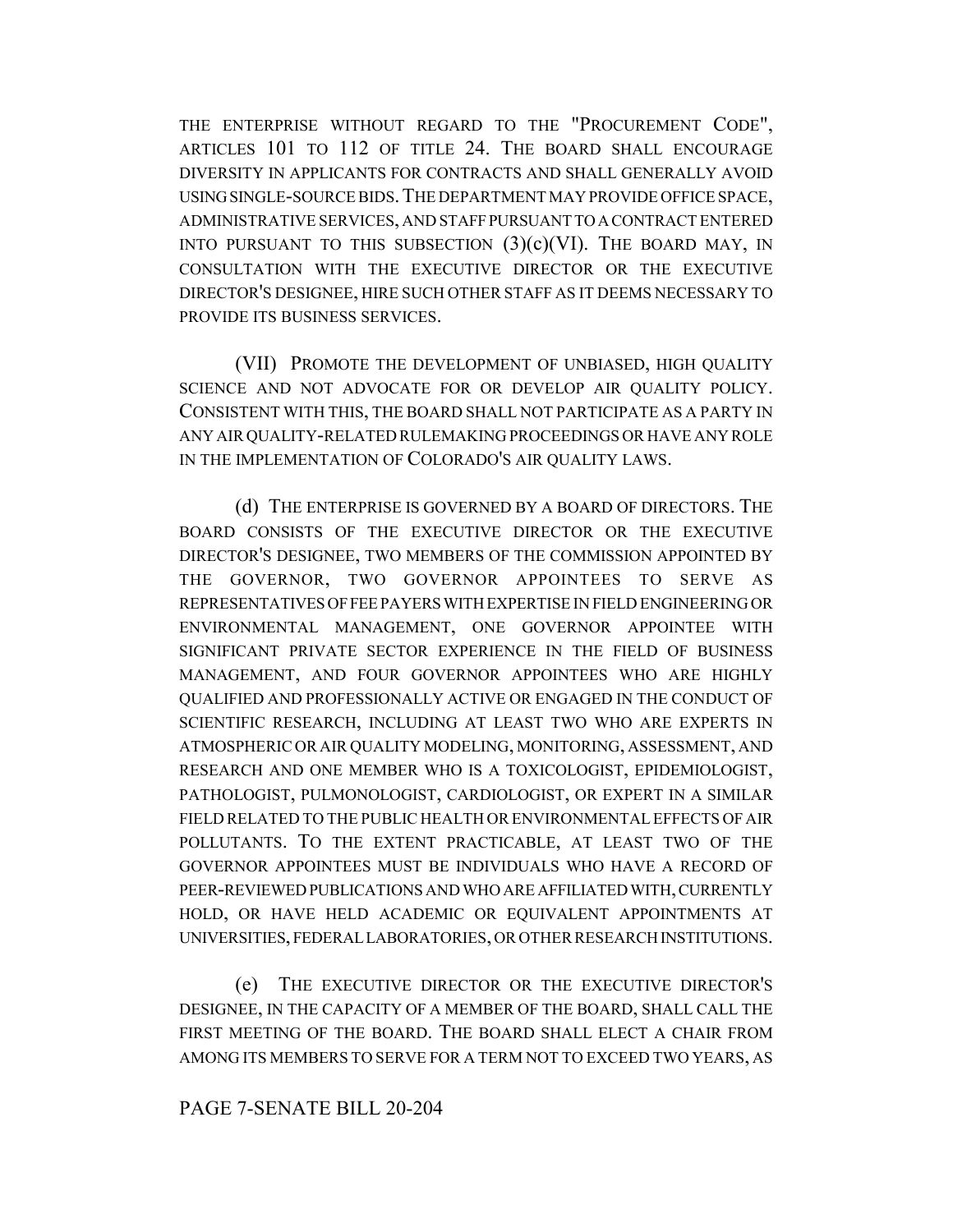THE ENTERPRISE WITHOUT REGARD TO THE "PROCUREMENT CODE", ARTICLES 101 TO 112 OF TITLE 24. THE BOARD SHALL ENCOURAGE DIVERSITY IN APPLICANTS FOR CONTRACTS AND SHALL GENERALLY AVOID USING SINGLE-SOURCE BIDS. THE DEPARTMENT MAY PROVIDE OFFICE SPACE, ADMINISTRATIVE SERVICES, AND STAFF PURSUANT TO A CONTRACT ENTERED INTO PURSUANT TO THIS SUBSECTION (3)(c)(VI). THE BOARD MAY, IN CONSULTATION WITH THE EXECUTIVE DIRECTOR OR THE EXECUTIVE DIRECTOR'S DESIGNEE, HIRE SUCH OTHER STAFF AS IT DEEMS NECESSARY TO PROVIDE ITS BUSINESS SERVICES.

(VII) PROMOTE THE DEVELOPMENT OF UNBIASED, HIGH QUALITY SCIENCE AND NOT ADVOCATE FOR OR DEVELOP AIR QUALITY POLICY. CONSISTENT WITH THIS, THE BOARD SHALL NOT PARTICIPATE AS A PARTY IN ANY AIR QUALITY-RELATED RULEMAKING PROCEEDINGS OR HAVE ANY ROLE IN THE IMPLEMENTATION OF COLORADO'S AIR QUALITY LAWS.

(d) THE ENTERPRISE IS GOVERNED BY A BOARD OF DIRECTORS. THE BOARD CONSISTS OF THE EXECUTIVE DIRECTOR OR THE EXECUTIVE DIRECTOR'S DESIGNEE, TWO MEMBERS OF THE COMMISSION APPOINTED BY THE GOVERNOR, TWO GOVERNOR APPOINTEES TO SERVE AS REPRESENTATIVES OF FEE PAYERS WITH EXPERTISE IN FIELD ENGINEERING OR ENVIRONMENTAL MANAGEMENT, ONE GOVERNOR APPOINTEE WITH SIGNIFICANT PRIVATE SECTOR EXPERIENCE IN THE FIELD OF BUSINESS MANAGEMENT, AND FOUR GOVERNOR APPOINTEES WHO ARE HIGHLY QUALIFIED AND PROFESSIONALLY ACTIVE OR ENGAGED IN THE CONDUCT OF SCIENTIFIC RESEARCH, INCLUDING AT LEAST TWO WHO ARE EXPERTS IN ATMOSPHERIC OR AIR QUALITY MODELING, MONITORING, ASSESSMENT, AND RESEARCH AND ONE MEMBER WHO IS A TOXICOLOGIST, EPIDEMIOLOGIST, PATHOLOGIST, PULMONOLOGIST, CARDIOLOGIST, OR EXPERT IN A SIMILAR FIELD RELATED TO THE PUBLIC HEALTH OR ENVIRONMENTAL EFFECTS OF AIR POLLUTANTS. TO THE EXTENT PRACTICABLE, AT LEAST TWO OF THE GOVERNOR APPOINTEES MUST BE INDIVIDUALS WHO HAVE A RECORD OF PEER-REVIEWED PUBLICATIONS AND WHO ARE AFFILIATED WITH, CURRENTLY HOLD, OR HAVE HELD ACADEMIC OR EQUIVALENT APPOINTMENTS AT UNIVERSITIES, FEDERAL LABORATORIES, OR OTHER RESEARCH INSTITUTIONS.

(e) THE EXECUTIVE DIRECTOR OR THE EXECUTIVE DIRECTOR'S DESIGNEE, IN THE CAPACITY OF A MEMBER OF THE BOARD, SHALL CALL THE FIRST MEETING OF THE BOARD. THE BOARD SHALL ELECT A CHAIR FROM AMONG ITS MEMBERS TO SERVE FOR A TERM NOT TO EXCEED TWO YEARS, AS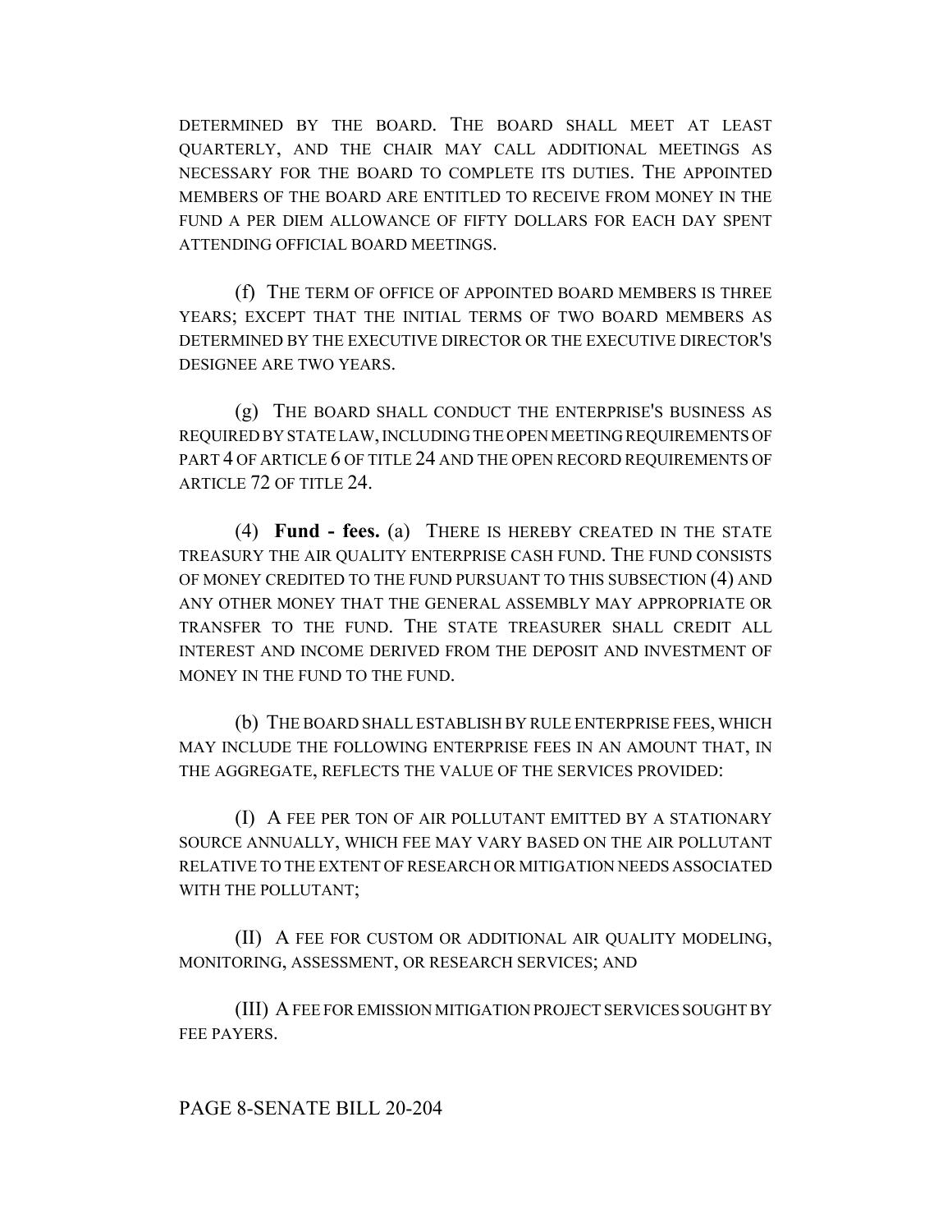DETERMINED BY THE BOARD. THE BOARD SHALL MEET AT LEAST QUARTERLY, AND THE CHAIR MAY CALL ADDITIONAL MEETINGS AS NECESSARY FOR THE BOARD TO COMPLETE ITS DUTIES. THE APPOINTED MEMBERS OF THE BOARD ARE ENTITLED TO RECEIVE FROM MONEY IN THE FUND A PER DIEM ALLOWANCE OF FIFTY DOLLARS FOR EACH DAY SPENT ATTENDING OFFICIAL BOARD MEETINGS.

(f) THE TERM OF OFFICE OF APPOINTED BOARD MEMBERS IS THREE YEARS; EXCEPT THAT THE INITIAL TERMS OF TWO BOARD MEMBERS AS DETERMINED BY THE EXECUTIVE DIRECTOR OR THE EXECUTIVE DIRECTOR'S DESIGNEE ARE TWO YEARS.

(g) THE BOARD SHALL CONDUCT THE ENTERPRISE'S BUSINESS AS REQUIRED BY STATE LAW, INCLUDING THE OPEN MEETING REQUIREMENTS OF PART 4 OF ARTICLE 6 OF TITLE 24 AND THE OPEN RECORD REQUIREMENTS OF ARTICLE 72 OF TITLE 24.

(4) **Fund - fees.** (a) THERE IS HEREBY CREATED IN THE STATE TREASURY THE AIR QUALITY ENTERPRISE CASH FUND. THE FUND CONSISTS OF MONEY CREDITED TO THE FUND PURSUANT TO THIS SUBSECTION (4) AND ANY OTHER MONEY THAT THE GENERAL ASSEMBLY MAY APPROPRIATE OR TRANSFER TO THE FUND. THE STATE TREASURER SHALL CREDIT ALL INTEREST AND INCOME DERIVED FROM THE DEPOSIT AND INVESTMENT OF MONEY IN THE FUND TO THE FUND.

(b) THE BOARD SHALL ESTABLISH BY RULE ENTERPRISE FEES, WHICH MAY INCLUDE THE FOLLOWING ENTERPRISE FEES IN AN AMOUNT THAT, IN THE AGGREGATE, REFLECTS THE VALUE OF THE SERVICES PROVIDED:

(I) A FEE PER TON OF AIR POLLUTANT EMITTED BY A STATIONARY SOURCE ANNUALLY, WHICH FEE MAY VARY BASED ON THE AIR POLLUTANT RELATIVE TO THE EXTENT OF RESEARCH OR MITIGATION NEEDS ASSOCIATED WITH THE POLLUTANT;

(II) A FEE FOR CUSTOM OR ADDITIONAL AIR QUALITY MODELING, MONITORING, ASSESSMENT, OR RESEARCH SERVICES; AND

(III) A FEE FOR EMISSION MITIGATION PROJECT SERVICES SOUGHT BY FEE PAYERS.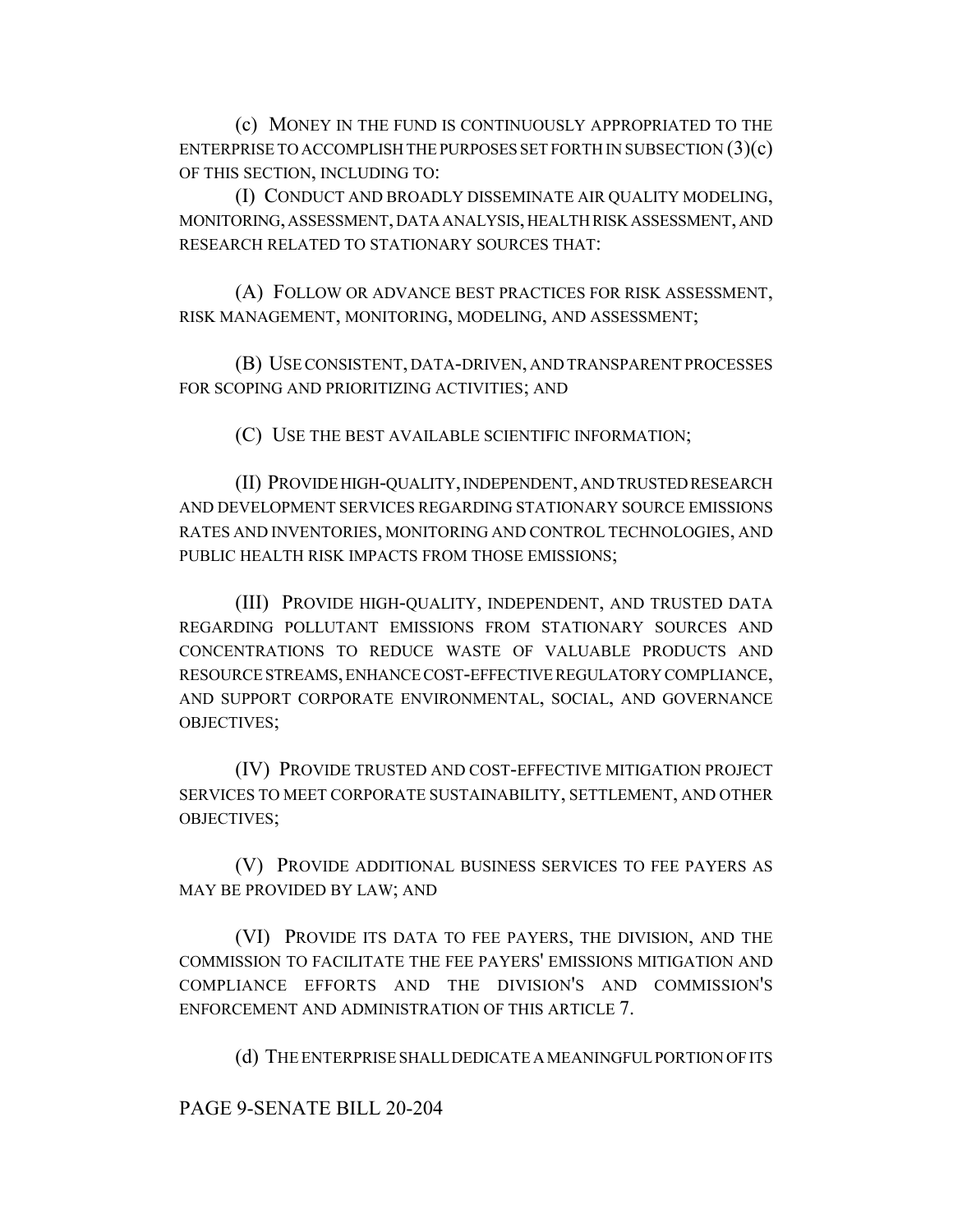(c) MONEY IN THE FUND IS CONTINUOUSLY APPROPRIATED TO THE ENTERPRISE TO ACCOMPLISH THE PURPOSES SET FORTH IN SUBSECTION (3)(c) OF THIS SECTION, INCLUDING TO:

(I) CONDUCT AND BROADLY DISSEMINATE AIR QUALITY MODELING, MONITORING, ASSESSMENT, DATA ANALYSIS, HEALTH RISK ASSESSMENT, AND RESEARCH RELATED TO STATIONARY SOURCES THAT:

(A) FOLLOW OR ADVANCE BEST PRACTICES FOR RISK ASSESSMENT, RISK MANAGEMENT, MONITORING, MODELING, AND ASSESSMENT;

(B) USE CONSISTENT, DATA-DRIVEN, AND TRANSPARENT PROCESSES FOR SCOPING AND PRIORITIZING ACTIVITIES; AND

(C) USE THE BEST AVAILABLE SCIENTIFIC INFORMATION;

(II) PROVIDE HIGH-QUALITY, INDEPENDENT, AND TRUSTED RESEARCH AND DEVELOPMENT SERVICES REGARDING STATIONARY SOURCE EMISSIONS RATES AND INVENTORIES, MONITORING AND CONTROL TECHNOLOGIES, AND PUBLIC HEALTH RISK IMPACTS FROM THOSE EMISSIONS;

(III) PROVIDE HIGH-QUALITY, INDEPENDENT, AND TRUSTED DATA REGARDING POLLUTANT EMISSIONS FROM STATIONARY SOURCES AND CONCENTRATIONS TO REDUCE WASTE OF VALUABLE PRODUCTS AND RESOURCE STREAMS, ENHANCE COST-EFFECTIVE REGULATORY COMPLIANCE, AND SUPPORT CORPORATE ENVIRONMENTAL, SOCIAL, AND GOVERNANCE OBJECTIVES;

(IV) PROVIDE TRUSTED AND COST-EFFECTIVE MITIGATION PROJECT SERVICES TO MEET CORPORATE SUSTAINABILITY, SETTLEMENT, AND OTHER OBJECTIVES;

(V) PROVIDE ADDITIONAL BUSINESS SERVICES TO FEE PAYERS AS MAY BE PROVIDED BY LAW; AND

(VI) PROVIDE ITS DATA TO FEE PAYERS, THE DIVISION, AND THE COMMISSION TO FACILITATE THE FEE PAYERS' EMISSIONS MITIGATION AND COMPLIANCE EFFORTS AND THE DIVISION'S AND COMMISSION'S ENFORCEMENT AND ADMINISTRATION OF THIS ARTICLE 7.

(d) THE ENTERPRISE SHALL DEDICATE A MEANINGFUL PORTION OF ITS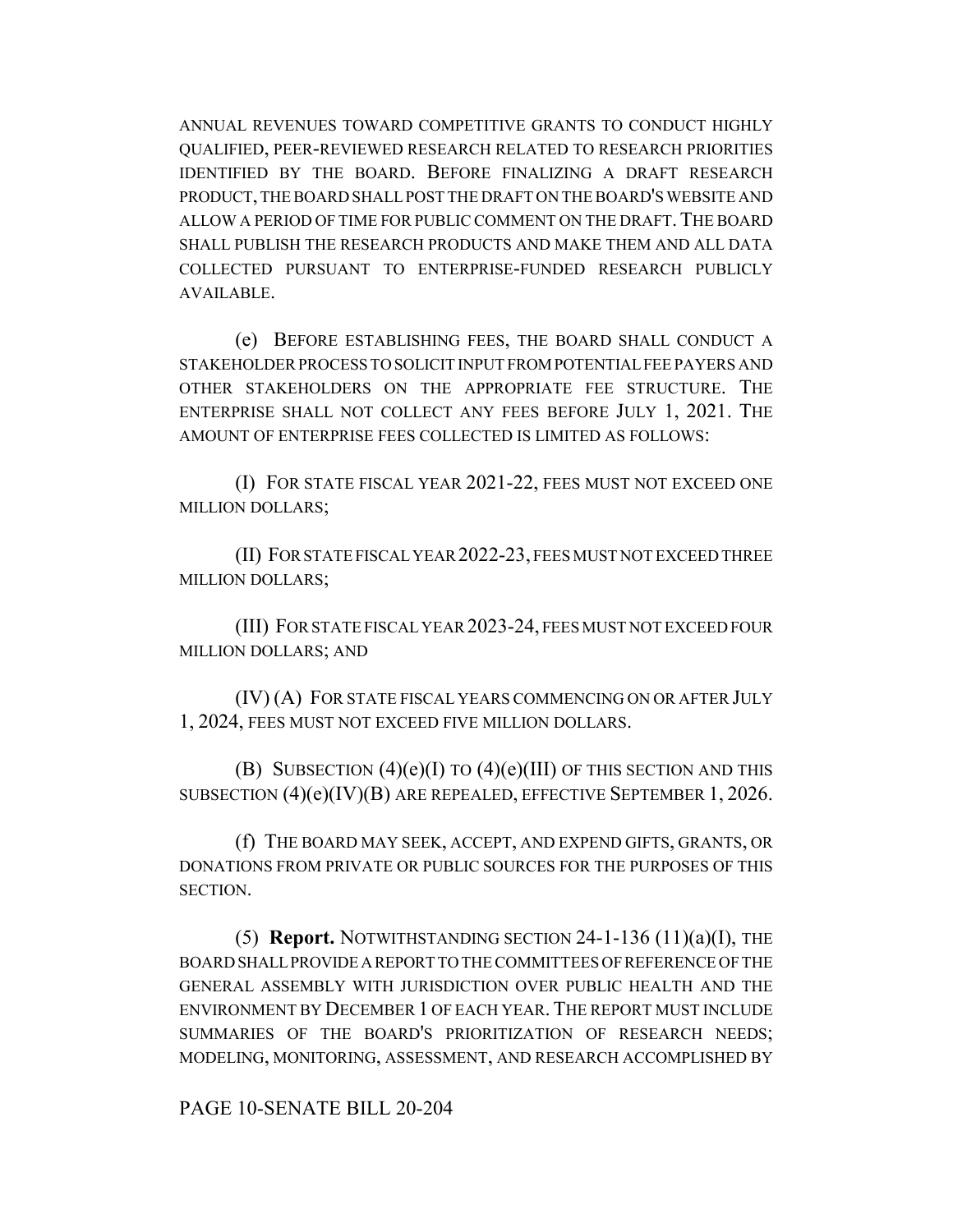ANNUAL REVENUES TOWARD COMPETITIVE GRANTS TO CONDUCT HIGHLY QUALIFIED, PEER-REVIEWED RESEARCH RELATED TO RESEARCH PRIORITIES IDENTIFIED BY THE BOARD. BEFORE FINALIZING A DRAFT RESEARCH PRODUCT, THE BOARD SHALL POST THE DRAFT ON THE BOARD'S WEBSITE AND ALLOW A PERIOD OF TIME FOR PUBLIC COMMENT ON THE DRAFT. THE BOARD SHALL PUBLISH THE RESEARCH PRODUCTS AND MAKE THEM AND ALL DATA COLLECTED PURSUANT TO ENTERPRISE-FUNDED RESEARCH PUBLICLY AVAILABLE.

(e) BEFORE ESTABLISHING FEES, THE BOARD SHALL CONDUCT A STAKEHOLDER PROCESS TO SOLICIT INPUT FROM POTENTIAL FEE PAYERS AND OTHER STAKEHOLDERS ON THE APPROPRIATE FEE STRUCTURE. THE ENTERPRISE SHALL NOT COLLECT ANY FEES BEFORE JULY 1, 2021. THE AMOUNT OF ENTERPRISE FEES COLLECTED IS LIMITED AS FOLLOWS:

(I) FOR STATE FISCAL YEAR 2021-22, FEES MUST NOT EXCEED ONE MILLION DOLLARS;

(II) FOR STATE FISCAL YEAR 2022-23, FEES MUST NOT EXCEED THREE MILLION DOLLARS;

(III) FOR STATE FISCAL YEAR 2023-24, FEES MUST NOT EXCEED FOUR MILLION DOLLARS; AND

(IV) (A) FOR STATE FISCAL YEARS COMMENCING ON OR AFTER JULY 1, 2024, FEES MUST NOT EXCEED FIVE MILLION DOLLARS.

(B) SUBSECTION (4)(e)(I) TO (4)(e)(III) OF THIS SECTION AND THIS SUBSECTION (4)(e)(IV)(B) ARE REPEALED, EFFECTIVE SEPTEMBER 1, 2026.

(f) THE BOARD MAY SEEK, ACCEPT, AND EXPEND GIFTS, GRANTS, OR DONATIONS FROM PRIVATE OR PUBLIC SOURCES FOR THE PURPOSES OF THIS SECTION.

(5) **Report.** NOTWITHSTANDING SECTION 24-1-136 (11)(a)(I), THE BOARD SHALL PROVIDE A REPORT TO THE COMMITTEES OF REFERENCE OF THE GENERAL ASSEMBLY WITH JURISDICTION OVER PUBLIC HEALTH AND THE ENVIRONMENT BY DECEMBER 1 OF EACH YEAR. THE REPORT MUST INCLUDE SUMMARIES OF THE BOARD'S PRIORITIZATION OF RESEARCH NEEDS; MODELING, MONITORING, ASSESSMENT, AND RESEARCH ACCOMPLISHED BY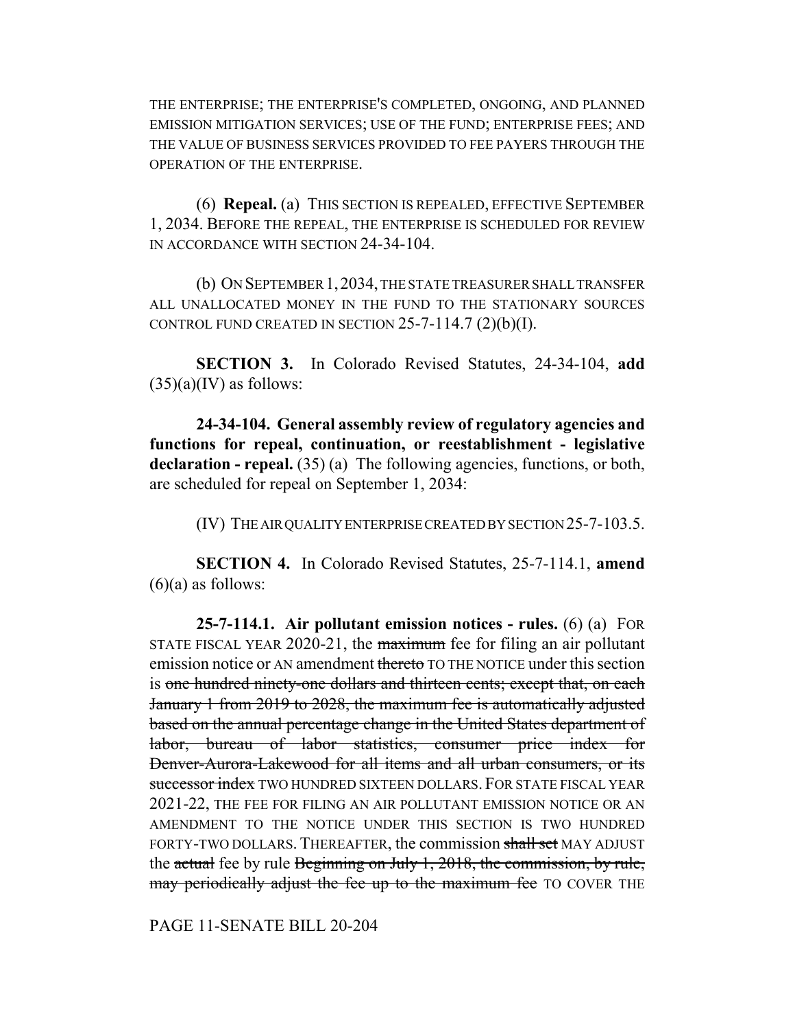THE ENTERPRISE; THE ENTERPRISE'S COMPLETED, ONGOING, AND PLANNED EMISSION MITIGATION SERVICES; USE OF THE FUND; ENTERPRISE FEES; AND THE VALUE OF BUSINESS SERVICES PROVIDED TO FEE PAYERS THROUGH THE OPERATION OF THE ENTERPRISE.

(6) **Repeal.** (a) THIS SECTION IS REPEALED, EFFECTIVE SEPTEMBER 1, 2034. BEFORE THE REPEAL, THE ENTERPRISE IS SCHEDULED FOR REVIEW IN ACCORDANCE WITH SECTION 24-34-104.

(b) ON SEPTEMBER 1, 2034, THE STATE TREASURER SHALL TRANSFER ALL UNALLOCATED MONEY IN THE FUND TO THE STATIONARY SOURCES CONTROL FUND CREATED IN SECTION 25-7-114.7 (2)(b)(I).

**SECTION 3.** In Colorado Revised Statutes, 24-34-104, **add** (35)(a)(IV) as follows:

**24-34-104. General assembly review of regulatory agencies and functions for repeal, continuation, or reestablishment - legislative declaration - repeal.** (35) (a) The following agencies, functions, or both, are scheduled for repeal on September 1, 2034:

(IV) THE AIR QUALITY ENTERPRISE CREATED BY SECTION 25-7-103.5.

**SECTION 4.** In Colorado Revised Statutes, 25-7-114.1, **amend** (6)(a) as follows:

**25-7-114.1. Air pollutant emission notices - rules.** (6) (a) FOR STATE FISCAL YEAR 2020-21, the ~~maximum~~ fee for filing an air pollutant emission notice or AN amendment ~~thereto~~ TO THE NOTICE under this section is ~~one hundred ninety-one dollars and thirteen cents; except that, on each January 1 from 2019 to 2028, the maximum fee is automatically adjusted based on the annual percentage change in the United States department of labor, bureau of labor statistics, consumer price index for Denver-Aurora-Lakewood for all items and all urban consumers, or its successor index~~ TWO HUNDRED SIXTEEN DOLLARS. FOR STATE FISCAL YEAR 2021-22, THE FEE FOR FILING AN AIR POLLUTANT EMISSION NOTICE OR AN AMENDMENT TO THE NOTICE UNDER THIS SECTION IS TWO HUNDRED FORTY-TWO DOLLARS. THEREAFTER, the commission ~~shall set~~ MAY ADJUST the ~~actual~~ fee by rule ~~Beginning on July 1, 2018, the commission, by rule, may periodically adjust the fee up to the maximum fee~~ TO COVER THE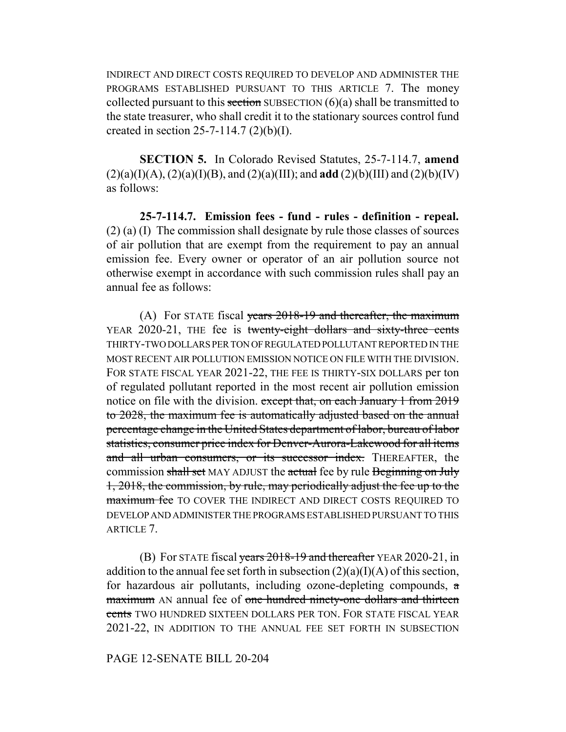INDIRECT AND DIRECT COSTS REQUIRED TO DEVELOP AND ADMINISTER THE PROGRAMS ESTABLISHED PURSUANT TO THIS ARTICLE 7. The money collected pursuant to this ~~section~~ SUBSECTION (6)(a) shall be transmitted to the state treasurer, who shall credit it to the stationary sources control fund created in section 25-7-114.7 (2)(b)(I).

**SECTION 5.** In Colorado Revised Statutes, 25-7-114.7, **amend** (2)(a)(I)(A), (2)(a)(I)(B), and (2)(a)(III); and **add** (2)(b)(III) and (2)(b)(IV) as follows:

**25-7-114.7. Emission fees - fund - rules - definition - repeal.** (2) (a) (I) The commission shall designate by rule those classes of sources of air pollution that are exempt from the requirement to pay an annual emission fee. Every owner or operator of an air pollution source not otherwise exempt in accordance with such commission rules shall pay an annual fee as follows:

(A) For STATE fiscal ~~years 2018-19 and thereafter, the maximum~~ YEAR 2020-21, THE fee is ~~twenty-eight dollars and sixty-three cents~~ THIRTY-TWO DOLLARS PER TON OF REGULATED POLLUTANT REPORTED IN THE MOST RECENT AIR POLLUTION EMISSION NOTICE ON FILE WITH THE DIVISION. FOR STATE FISCAL YEAR 2021-22, THE FEE IS THIRTY-SIX DOLLARS per ton of regulated pollutant reported in the most recent air pollution emission notice on file with the division. ~~except that, on each January 1 from 2019 to 2028, the maximum fee is automatically adjusted based on the annual percentage change in the United States department of labor, bureau of labor statistics, consumer price index for Denver-Aurora-Lakewood for all items and all urban consumers, or its successor index.~~ THEREAFTER, the commission ~~shall set~~ MAY ADJUST the ~~actual~~ fee by rule ~~Beginning on July 1, 2018, the commission, by rule, may periodically adjust the fee up to the maximum fee~~ TO COVER THE INDIRECT AND DIRECT COSTS REQUIRED TO DEVELOP AND ADMINISTER THE PROGRAMS ESTABLISHED PURSUANT TO THIS ARTICLE 7.

(B) For STATE fiscal ~~years 2018-19 and thereafter~~ YEAR 2020-21, in addition to the annual fee set forth in subsection (2)(a)(I)(A) of this section, for hazardous air pollutants, including ozone-depleting compounds, ~~a maximum~~ AN annual fee of ~~one hundred ninety-one dollars and thirteen cents~~ TWO HUNDRED SIXTEEN DOLLARS PER TON. FOR STATE FISCAL YEAR 2021-22, IN ADDITION TO THE ANNUAL FEE SET FORTH IN SUBSECTION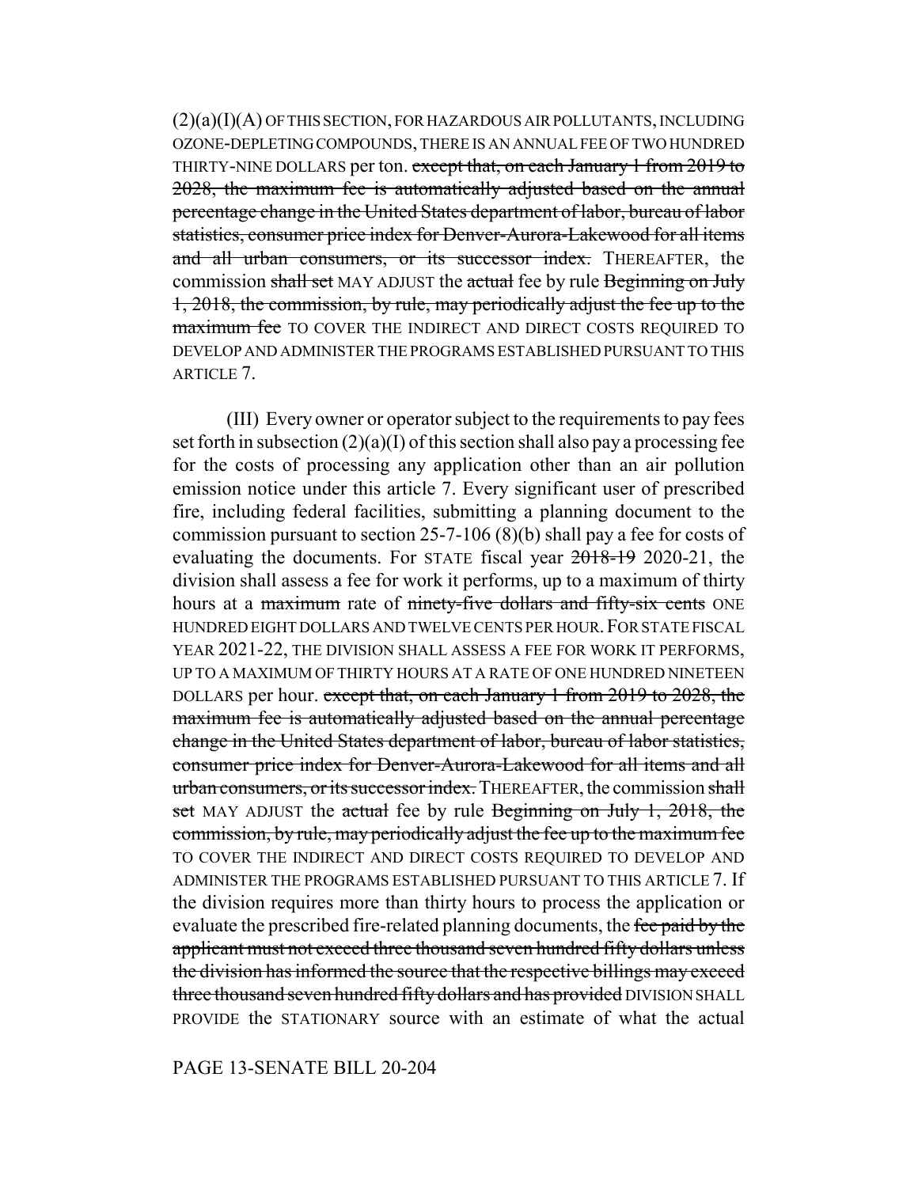(2)(a)(I)(A) OF THIS SECTION, FOR HAZARDOUS AIR POLLUTANTS, INCLUDING OZONE-DEPLETING COMPOUNDS, THERE IS AN ANNUAL FEE OF TWO HUNDRED THIRTY-NINE DOLLARS per ton. ~~except that, on each January 1 from 2019 to 2028, the maximum fee is automatically adjusted based on the annual percentage change in the United States department of labor, bureau of labor statistics, consumer price index for Denver-Aurora-Lakewood for all items and all urban consumers, or its successor index.~~ THEREAFTER, the commission ~~shall set~~ MAY ADJUST the ~~actual~~ fee by rule ~~Beginning on July 1, 2018, the commission, by rule, may periodically adjust the fee up to the maximum fee~~ TO COVER THE INDIRECT AND DIRECT COSTS REQUIRED TO DEVELOP AND ADMINISTER THE PROGRAMS ESTABLISHED PURSUANT TO THIS ARTICLE 7.

(III) Every owner or operator subject to the requirements to pay fees set forth in subsection (2)(a)(I) of this section shall also pay a processing fee for the costs of processing any application other than an air pollution emission notice under this article 7. Every significant user of prescribed fire, including federal facilities, submitting a planning document to the commission pursuant to section 25-7-106 (8)(b) shall pay a fee for costs of evaluating the documents. For STATE fiscal year ~~2018-19~~ 2020-21, the division shall assess a fee for work it performs, up to a maximum of thirty hours at a ~~maximum~~ rate of ~~ninety-five dollars and fifty-six cents~~ ONE HUNDRED EIGHT DOLLARS AND TWELVE CENTS PER HOUR. FOR STATE FISCAL YEAR 2021-22, THE DIVISION SHALL ASSESS A FEE FOR WORK IT PERFORMS, UP TO A MAXIMUM OF THIRTY HOURS AT A RATE OF ONE HUNDRED NINETEEN DOLLARS per hour. ~~except that, on each January 1 from 2019 to 2028, the maximum fee is automatically adjusted based on the annual percentage change in the United States department of labor, bureau of labor statistics, consumer price index for Denver-Aurora-Lakewood for all items and all urban consumers, or its successor index.~~ THEREAFTER, the commission ~~shall set~~ MAY ADJUST the ~~actual~~ fee by rule ~~Beginning on July 1, 2018, the commission, by rule, may periodically adjust the fee up to the maximum fee~~ TO COVER THE INDIRECT AND DIRECT COSTS REQUIRED TO DEVELOP AND ADMINISTER THE PROGRAMS ESTABLISHED PURSUANT TO THIS ARTICLE 7. If the division requires more than thirty hours to process the application or evaluate the prescribed fire-related planning documents, the ~~fee paid by the applicant must not exceed three thousand seven hundred fifty dollars unless the division has informed the source that the respective billings may exceed three thousand seven hundred fifty dollars and has provided~~ DIVISION SHALL PROVIDE the STATIONARY source with an estimate of what the actual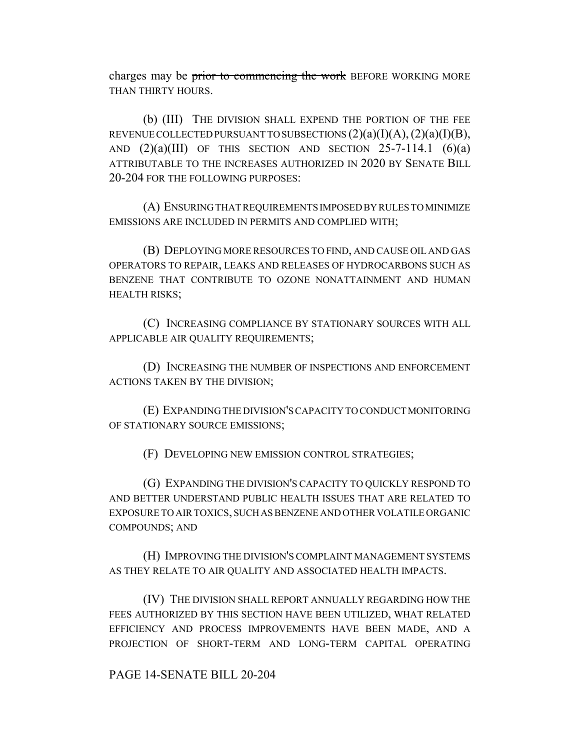charges may be ~~prior to commencing the work~~ BEFORE WORKING MORE THAN THIRTY HOURS.

(b) (III) THE DIVISION SHALL EXPEND THE PORTION OF THE FEE REVENUE COLLECTED PURSUANT TO SUBSECTIONS (2)(a)(I)(A), (2)(a)(I)(B), AND (2)(a)(III) OF THIS SECTION AND SECTION 25-7-114.1 (6)(a) ATTRIBUTABLE TO THE INCREASES AUTHORIZED IN 2020 BY SENATE BILL 20-204 FOR THE FOLLOWING PURPOSES:

(A) ENSURING THAT REQUIREMENTS IMPOSED BY RULES TO MINIMIZE EMISSIONS ARE INCLUDED IN PERMITS AND COMPLIED WITH;

(B) DEPLOYING MORE RESOURCES TO FIND, AND CAUSE OIL AND GAS OPERATORS TO REPAIR, LEAKS AND RELEASES OF HYDROCARBONS SUCH AS BENZENE THAT CONTRIBUTE TO OZONE NONATTAINMENT AND HUMAN HEALTH RISKS;

(C) INCREASING COMPLIANCE BY STATIONARY SOURCES WITH ALL APPLICABLE AIR QUALITY REQUIREMENTS;

(D) INCREASING THE NUMBER OF INSPECTIONS AND ENFORCEMENT ACTIONS TAKEN BY THE DIVISION;

(E) EXPANDING THE DIVISION'S CAPACITY TO CONDUCT MONITORING OF STATIONARY SOURCE EMISSIONS;

(F) DEVELOPING NEW EMISSION CONTROL STRATEGIES;

(G) EXPANDING THE DIVISION'S CAPACITY TO QUICKLY RESPOND TO AND BETTER UNDERSTAND PUBLIC HEALTH ISSUES THAT ARE RELATED TO EXPOSURE TO AIR TOXICS, SUCH AS BENZENE AND OTHER VOLATILE ORGANIC COMPOUNDS; AND

(H) IMPROVING THE DIVISION'S COMPLAINT MANAGEMENT SYSTEMS AS THEY RELATE TO AIR QUALITY AND ASSOCIATED HEALTH IMPACTS.

(IV) THE DIVISION SHALL REPORT ANNUALLY REGARDING HOW THE FEES AUTHORIZED BY THIS SECTION HAVE BEEN UTILIZED, WHAT RELATED EFFICIENCY AND PROCESS IMPROVEMENTS HAVE BEEN MADE, AND A PROJECTION OF SHORT-TERM AND LONG-TERM CAPITAL OPERATING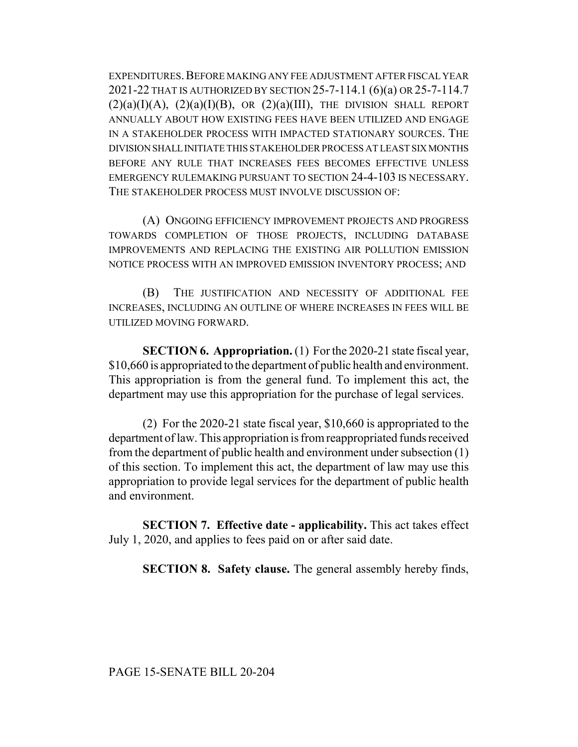EXPENDITURES. BEFORE MAKING ANY FEE ADJUSTMENT AFTER FISCAL YEAR 2021-22 THAT IS AUTHORIZED BY SECTION 25-7-114.1 (6)(a) OR 25-7-114.7 (2)(a)(I)(A), (2)(a)(I)(B), OR (2)(a)(III), THE DIVISION SHALL REPORT ANNUALLY ABOUT HOW EXISTING FEES HAVE BEEN UTILIZED AND ENGAGE IN A STAKEHOLDER PROCESS WITH IMPACTED STATIONARY SOURCES. THE DIVISION SHALL INITIATE THIS STAKEHOLDER PROCESS AT LEAST SIX MONTHS BEFORE ANY RULE THAT INCREASES FEES BECOMES EFFECTIVE UNLESS EMERGENCY RULEMAKING PURSUANT TO SECTION 24-4-103 IS NECESSARY. THE STAKEHOLDER PROCESS MUST INVOLVE DISCUSSION OF:

(A) ONGOING EFFICIENCY IMPROVEMENT PROJECTS AND PROGRESS TOWARDS COMPLETION OF THOSE PROJECTS, INCLUDING DATABASE IMPROVEMENTS AND REPLACING THE EXISTING AIR POLLUTION EMISSION NOTICE PROCESS WITH AN IMPROVED EMISSION INVENTORY PROCESS; AND

(B) THE JUSTIFICATION AND NECESSITY OF ADDITIONAL FEE INCREASES, INCLUDING AN OUTLINE OF WHERE INCREASES IN FEES WILL BE UTILIZED MOVING FORWARD.

**SECTION 6. Appropriation.** (1) For the 2020-21 state fiscal year, $10,660 is appropriated to the department of public health and environment. This appropriation is from the general fund. To implement this act, the department may use this appropriation for the purchase of legal services.

(2) For the 2020-21 state fiscal year, $10,660 is appropriated to the department of law. This appropriation is from reappropriated funds received from the department of public health and environment under subsection (1) of this section. To implement this act, the department of law may use this appropriation to provide legal services for the department of public health and environment.

**SECTION 7. Effective date - applicability.** This act takes effect July 1, 2020, and applies to fees paid on or after said date.

**SECTION 8. Safety clause.** The general assembly hereby finds,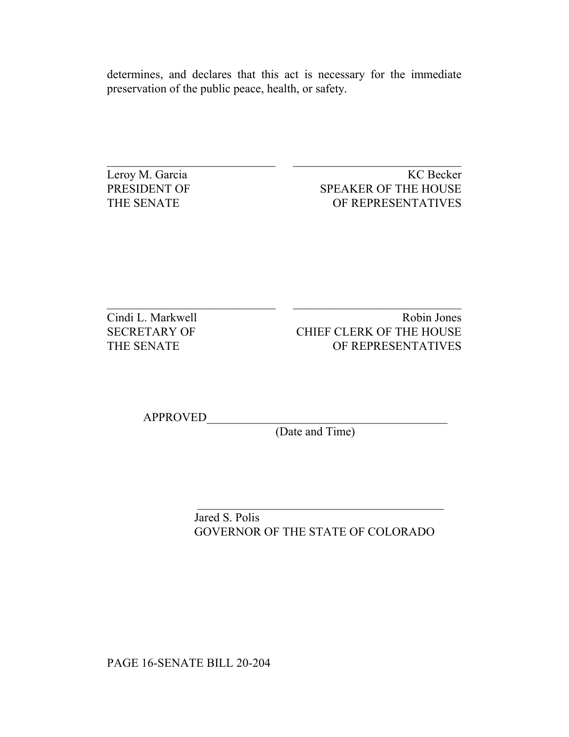determines, and declares that this act is necessary for the immediate preservation of the public peace, health, or safety.

| | |
|---|---|
| \_\_\_\_\_\_\_\_\_\_\_\_\_\_\_\_\_\_\_\_\_\_\_\_\_\_\_\_ | \_\_\_\_\_\_\_\_\_\_\_\_\_\_\_\_\_\_\_\_\_\_\_\_\_\_\_\_ |
| Leroy M. Garcia | KC Becker |
| PRESIDENT OF THE SENATE | SPEAKER OF THE HOUSE OF REPRESENTATIVES |

| | |
|---|---|
| \_\_\_\_\_\_\_\_\_\_\_\_\_\_\_\_\_\_\_\_\_\_\_\_\_\_\_\_ | \_\_\_\_\_\_\_\_\_\_\_\_\_\_\_\_\_\_\_\_\_\_\_\_\_\_\_\_ |
| Cindi L. Markwell | Robin Jones |
| SECRETARY OF THE SENATE | CHIEF CLERK OF THE HOUSE OF REPRESENTATIVES |

APPROVED\_\_\_\_\_\_\_\_\_\_\_\_\_\_\_\_\_\_\_\_\_\_\_\_\_\_\_\_\_\_\_\_\_\_\_\_\_\_\_\_
(Date and Time)

\_\_\_\_\_\_\_\_\_\_\_\_\_\_\_\_\_\_\_\_\_\_\_\_\_\_\_\_\_\_\_\_\_\_\_\_\_\_\_\_\_\_

Jared S. Polis
GOVERNOR OF THE STATE OF COLORADO

PAGE 16-SENATE BILL 20-204